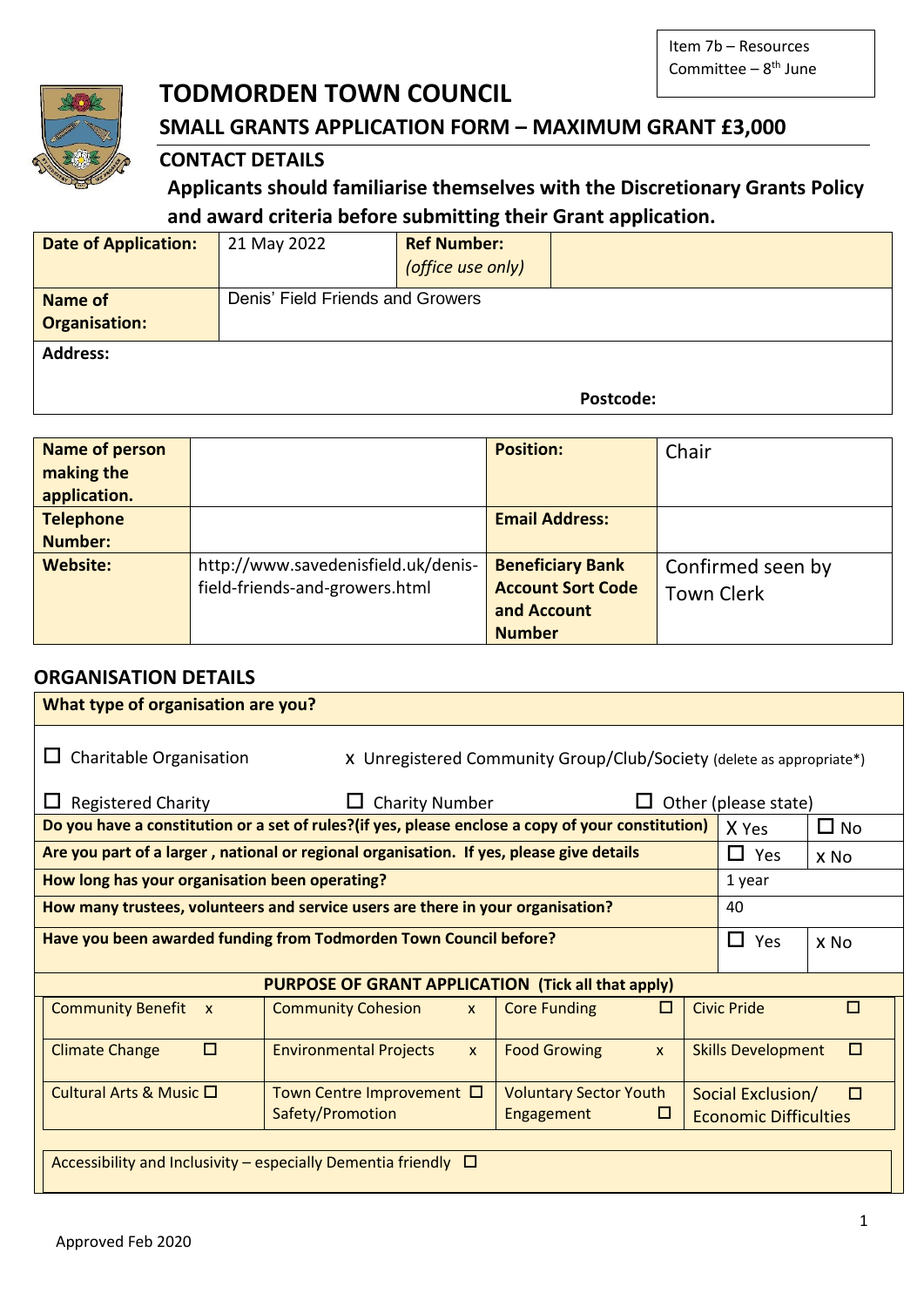Item 7b – Resources Committee – 8th June

# TODMORDEN TOWN COUNCIL

## SMALL GRANTS APPLICATION FORM – MAXIMUM GRANT £3,000

### CONTACT DETAILS

**Applicants should familiarise themselves with the Discretionary Grants Policy and award criteria before submitting their Grant application.**

| **Date of Application:** | 21 May 2022 | **Ref Number:** *(office use only)* | |
|---|---|---|---|
| **Name of Organisation:** | Denis' Field Friends and Growers | | |
| **Address:** | | **Postcode:** | |

| **Name of person making the application.** | | **Position:** | Chair |
|---|---|---|---|
| **Telephone Number:** | | **Email Address:** | |
| **Website:** | http://www.savedenisfield.uk/denis-field-friends-and-growers.html | **Beneficiary Bank Account Sort Code and Account Number** | Confirmed seen by Town Clerk |

### ORGANISATION DETAILS

| **What type of organisation are you?** | | |
|---|---|---|
| ☐ Charitable Organisation &nbsp;&nbsp; x Unregistered Community Group/Club/Society (delete as appropriate*) <br> ☐ Registered Charity &nbsp;&nbsp; ☐ Charity Number &nbsp;&nbsp; ☐ Other (please state) | | |
| **Do you have a constitution or a set of rules?(if yes, please enclose a copy of your constitution)** | X Yes | ☐ No |
| **Are you part of a larger , national or regional organisation. If yes, please give details** | ☐ Yes | x No |
| **How long has your organisation been operating?** | 1 year | |
| **How many trustees, volunteers and service users are there in your organisation?** | 40 | |
| **Have you been awarded funding from Todmorden Town Council before?** | ☐ Yes | x No |

| **PURPOSE OF GRANT APPLICATION (Tick all that apply)** | | | |
|---|---|---|---|
| Community Benefit x | Community Cohesion x | Core Funding ☐ | Civic Pride ☐ |
| Climate Change ☐ | Environmental Projects x | Food Growing x | Skills Development ☐ |
| Cultural Arts & Music ☐ | Town Centre Improvement Safety/Promotion ☐ | Voluntary Sector Youth Engagement ☐ | Social Exclusion/ Economic Difficulties ☐ |
| Accessibility and Inclusivity – especially Dementia friendly ☐ | | | |

Approved Feb 2020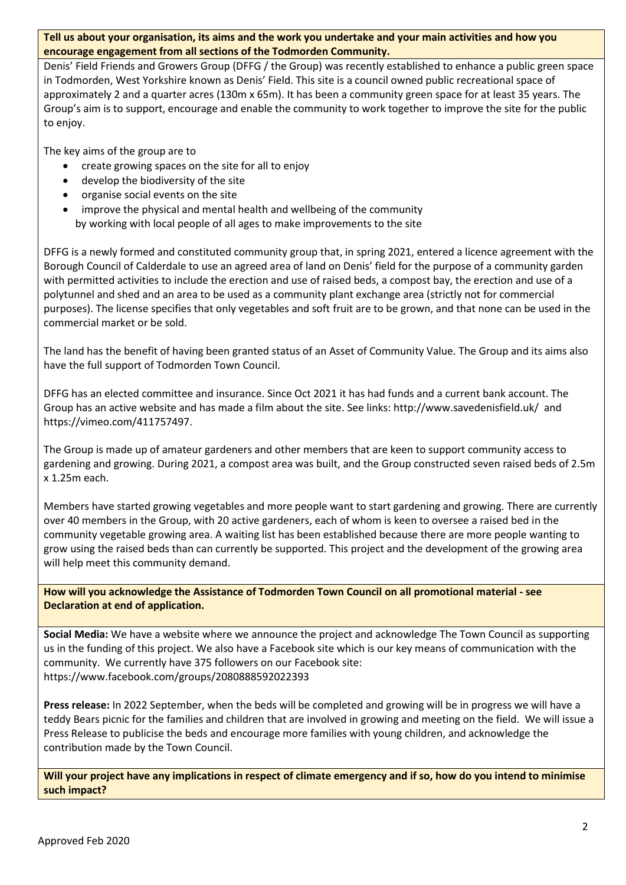**Tell us about your organisation, its aims and the work you undertake and your main activities and how you encourage engagement from all sections of the Todmorden Community.**

Denis' Field Friends and Growers Group (DFFG / the Group) was recently established to enhance a public green space in Todmorden, West Yorkshire known as Denis' Field. This site is a council owned public recreational space of approximately 2 and a quarter acres (130m x 65m). It has been a community green space for at least 35 years. The Group's aim is to support, encourage and enable the community to work together to improve the site for the public to enjoy.

The key aims of the group are to

- create growing spaces on the site for all to enjoy
- develop the biodiversity of the site
- organise social events on the site
- improve the physical and mental health and wellbeing of the community

by working with local people of all ages to make improvements to the site

DFFG is a newly formed and constituted community group that, in spring 2021, entered a licence agreement with the Borough Council of Calderdale to use an agreed area of land on Denis' field for the purpose of a community garden with permitted activities to include the erection and use of raised beds, a compost bay, the erection and use of a polytunnel and shed and an area to be used as a community plant exchange area (strictly not for commercial purposes). The license specifies that only vegetables and soft fruit are to be grown, and that none can be used in the commercial market or be sold.

The land has the benefit of having been granted status of an Asset of Community Value. The Group and its aims also have the full support of Todmorden Town Council.

DFFG has an elected committee and insurance. Since Oct 2021 it has had funds and a current bank account. The Group has an active website and has made a film about the site. See links: http://www.savedenisfield.uk/ and https://vimeo.com/411757497.

The Group is made up of amateur gardeners and other members that are keen to support community access to gardening and growing. During 2021, a compost area was built, and the Group constructed seven raised beds of 2.5m x 1.25m each.

Members have started growing vegetables and more people want to start gardening and growing. There are currently over 40 members in the Group, with 20 active gardeners, each of whom is keen to oversee a raised bed in the community vegetable growing area. A waiting list has been established because there are more people wanting to grow using the raised beds than can currently be supported. This project and the development of the growing area will help meet this community demand.

**How will you acknowledge the Assistance of Todmorden Town Council on all promotional material - see Declaration at end of application.**

**Social Media:** We have a website where we announce the project and acknowledge The Town Council as supporting us in the funding of this project. We also have a Facebook site which is our key means of communication with the community. We currently have 375 followers on our Facebook site: https://www.facebook.com/groups/2080888592022393

**Press release:** In 2022 September, when the beds will be completed and growing will be in progress we will have a teddy Bears picnic for the families and children that are involved in growing and meeting on the field. We will issue a Press Release to publicise the beds and encourage more families with young children, and acknowledge the contribution made by the Town Council.

**Will your project have any implications in respect of climate emergency and if so, how do you intend to minimise such impact?**

Approved Feb 2020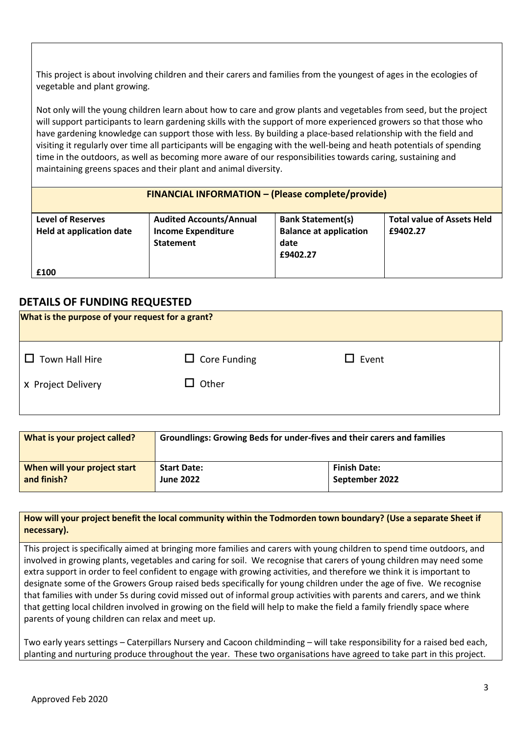This project is about involving children and their carers and families from the youngest of ages in the ecologies of vegetable and plant growing.

Not only will the young children learn about how to care and grow plants and vegetables from seed, but the project will support participants to learn gardening skills with the support of more experienced growers so that those who have gardening knowledge can support those with less. By building a place-based relationship with the field and visiting it regularly over time all participants will be engaging with the well-being and heath potentials of spending time in the outdoors, as well as becoming more aware of our responsibilities towards caring, sustaining and maintaining greens spaces and their plant and animal diversity.

**FINANCIAL INFORMATION – (Please complete/provide)**

| Level of Reserves Held at application date | Audited Accounts/Annual Income Expenditure Statement | Bank Statement(s) Balance at application date | Total value of Assets Held |
|---|---|---|---|
| £100 | | £9402.27 | £9402.27 |

## DETAILS OF FUNDING REQUESTED

**What is the purpose of your request for a grant?**

- ☐ Town Hall Hire
- ☐ Core Funding
- ☐ Event
- x Project Delivery
- ☐ Other

| What is your project called? | Groundlings: Growing Beds for under-fives and their carers and families | |
|---|---|---|
| When will your project start and finish? | Start Date: June 2022 | Finish Date: September 2022 |

**How will your project benefit the local community within the Todmorden town boundary? (Use a separate Sheet if necessary).**

This project is specifically aimed at bringing more families and carers with young children to spend time outdoors, and involved in growing plants, vegetables and caring for soil. We recognise that carers of young children may need some extra support in order to feel confident to engage with growing activities, and therefore we think it is important to designate some of the Growers Group raised beds specifically for young children under the age of five. We recognise that families with under 5s during covid missed out of informal group activities with parents and carers, and we think that getting local children involved in growing on the field will help to make the field a family friendly space where parents of young children can relax and meet up.

Two early years settings – Caterpillars Nursery and Cacoon childminding – will take responsibility for a raised bed each, planting and nurturing produce throughout the year. These two organisations have agreed to take part in this project.

Approved Feb 2020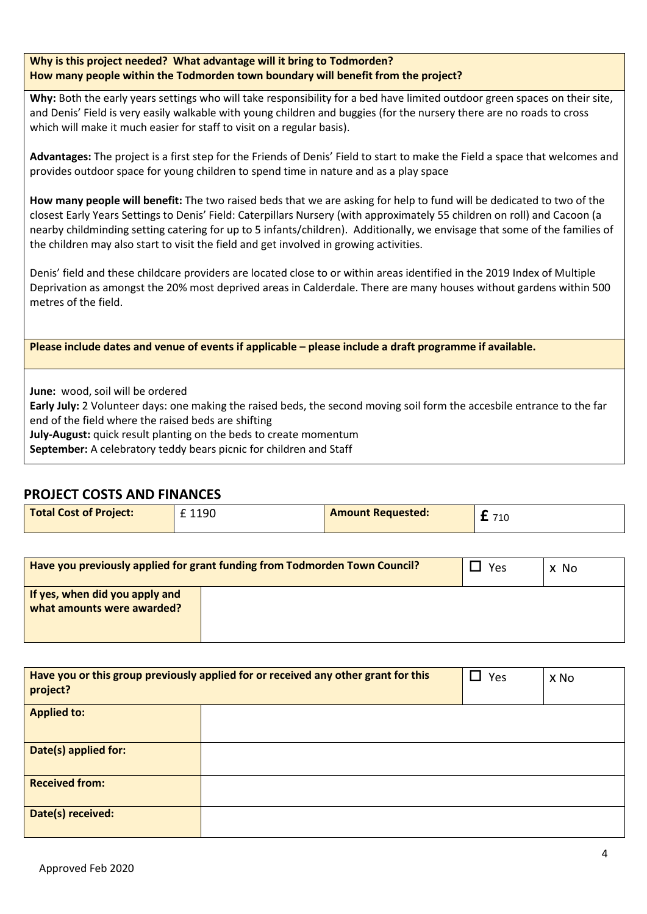**Why is this project needed? What advantage will it bring to Todmorden?**
**How many people within the Todmorden town boundary will benefit from the project?**

**Why:** Both the early years settings who will take responsibility for a bed have limited outdoor green spaces on their site, and Denis' Field is very easily walkable with young children and buggies (for the nursery there are no roads to cross which will make it much easier for staff to visit on a regular basis).

**Advantages:** The project is a first step for the Friends of Denis' Field to start to make the Field a space that welcomes and provides outdoor space for young children to spend time in nature and as a play space

**How many people will benefit:** The two raised beds that we are asking for help to fund will be dedicated to two of the closest Early Years Settings to Denis' Field: Caterpillars Nursery (with approximately 55 children on roll) and Cacoon (a nearby childminding setting catering for up to 5 infants/children). Additionally, we envisage that some of the families of the children may also start to visit the field and get involved in growing activities.

Denis' field and these childcare providers are located close to or within areas identified in the 2019 Index of Multiple Deprivation as amongst the 20% most deprived areas in Calderdale. There are many houses without gardens within 500 metres of the field.

**Please include dates and venue of events if applicable – please include a draft programme if available.**

**June:** wood, soil will be ordered
**Early July:** 2 Volunteer days: one making the raised beds, the second moving soil form the accesbile entrance to the far end of the field where the raised beds are shifting
**July-August:** quick result planting on the beds to create momentum
**September:** A celebratory teddy bears picnic for children and Staff

## PROJECT COSTS AND FINANCES

| **Total Cost of Project:** | £ 1190 | **Amount Requested:** | **£** 710 |
|---|---|---|---|

| **Have you previously applied for grant funding from Todmorden Town Council?** | ☐ Yes | x No |
|---|---|---|
| **If yes, when did you apply and what amounts were awarded?** | | |

| **Have you or this group previously applied for or received any other grant for this project?** | ☐ Yes | x No |
|---|---|---|
| **Applied to:** | | |
| **Date(s) applied for:** | | |
| **Received from:** | | |
| **Date(s) received:** | | |

Approved Feb 2020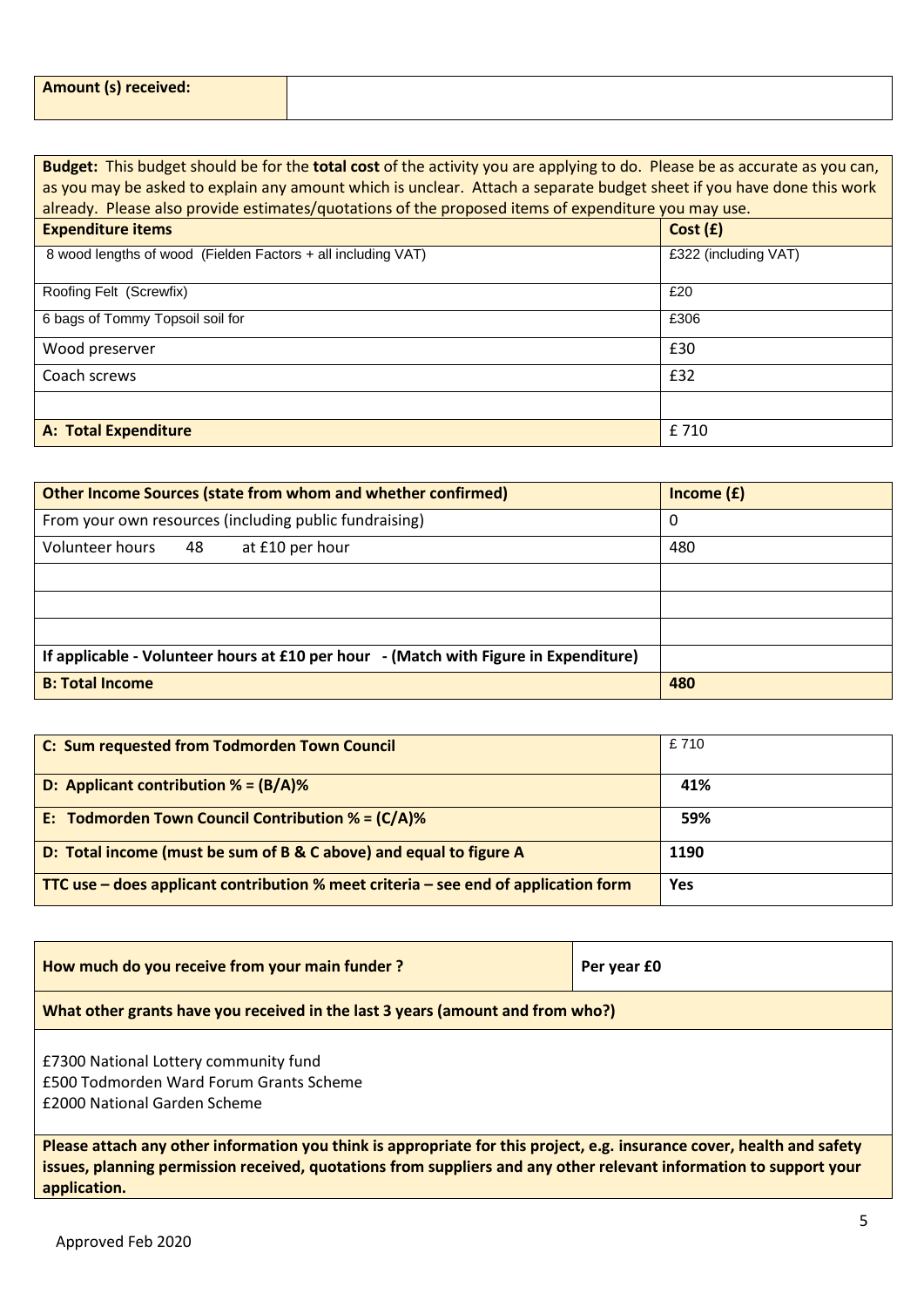| Amount (s) received: | |
|---|---|

**Budget:** This budget should be for the **total cost** of the activity you are applying to do. Please be as accurate as you can, as you may be asked to explain any amount which is unclear. Attach a separate budget sheet if you have done this work already. Please also provide estimates/quotations of the proposed items of expenditure you may use.

| Expenditure items | Cost (£) |
|---|---|
| 8 wood lengths of wood (Fielden Factors + all including VAT) | £322 (including VAT) |
| Roofing Felt (Screwfix) | £20 |
| 6 bags of Tommy Topsoil soil for | £306 |
| Wood preserver | £30 |
| Coach screws | £32 |
| | |
| **A: Total Expenditure** | £ 710 |

| Other Income Sources (state from whom and whether confirmed) | Income (£) |
|---|---|
| From your own resources (including public fundraising) | 0 |
| Volunteer hours 48 at £10 per hour | 480 |
| | |
| | |
| | |
| **If applicable - Volunteer hours at £10 per hour - (Match with Figure in Expenditure)** | |
| **B: Total Income** | **480** |

| | |
|---|---|
| **C: Sum requested from Todmorden Town Council** | £ 710 |
| **D: Applicant contribution % = (B/A)%** | **41%** |
| **E: Todmorden Town Council Contribution % = (C/A)%** | **59%** |
| **D: Total income (must be sum of B & C above) and equal to figure A** | **1190** |
| **TTC use – does applicant contribution % meet criteria – see end of application form** | **Yes** |

| How much do you receive from your main funder ? | Per year £0 |
|---|---|

**What other grants have you received in the last 3 years (amount and from who?)**

£7300 National Lottery community fund
£500 Todmorden Ward Forum Grants Scheme
£2000 National Garden Scheme

**Please attach any other information you think is appropriate for this project, e.g. insurance cover, health and safety issues, planning permission received, quotations from suppliers and any other relevant information to support your application.**

Approved Feb 2020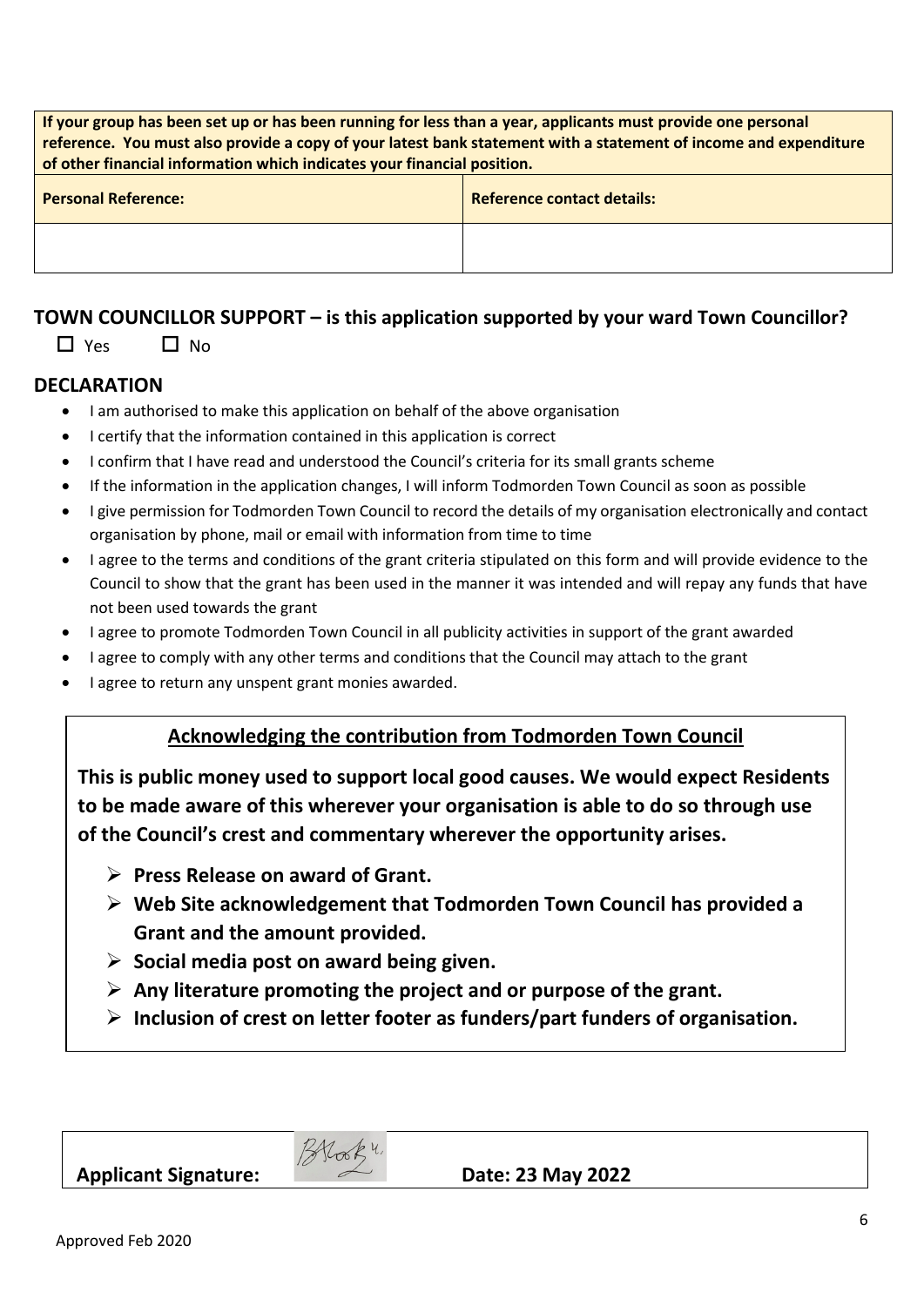| **If your group has been set up or has been running for less than a year, applicants must provide one personal reference. You must also provide a copy of your latest bank statement with a statement of income and expenditure of other financial information which indicates your financial position.** | |
|---|---|
| **Personal Reference:** | **Reference contact details:** |
| | |

## TOWN COUNCILLOR SUPPORT – is this application supported by your ward Town Councillor?

☐ Yes ☐ No

## DECLARATION

- I am authorised to make this application on behalf of the above organisation
- I certify that the information contained in this application is correct
- I confirm that I have read and understood the Council's criteria for its small grants scheme
- If the information in the application changes, I will inform Todmorden Town Council as soon as possible
- I give permission for Todmorden Town Council to record the details of my organisation electronically and contact organisation by phone, mail or email with information from time to time
- I agree to the terms and conditions of the grant criteria stipulated on this form and will provide evidence to the Council to show that the grant has been used in the manner it was intended and will repay any funds that have not been used towards the grant
- I agree to promote Todmorden Town Council in all publicity activities in support of the grant awarded
- I agree to comply with any other terms and conditions that the Council may attach to the grant
- I agree to return any unspent grant monies awarded.

**Acknowledging the contribution from Todmorden Town Council**

**This is public money used to support local good causes. We would expect Residents to be made aware of this wherever your organisation is able to do so through use of the Council's crest and commentary wherever the opportunity arises.**

- **Press Release on award of Grant.**
- **Web Site acknowledgement that Todmorden Town Council has provided a Grant and the amount provided.**
- **Social media post on award being given.**
- **Any literature promoting the project and or purpose of the grant.**
- **Inclusion of crest on letter footer as funders/part funders of organisation.**

**Applicant Signature:** [signature] **Date: 23 May 2022**

Approved Feb 2020